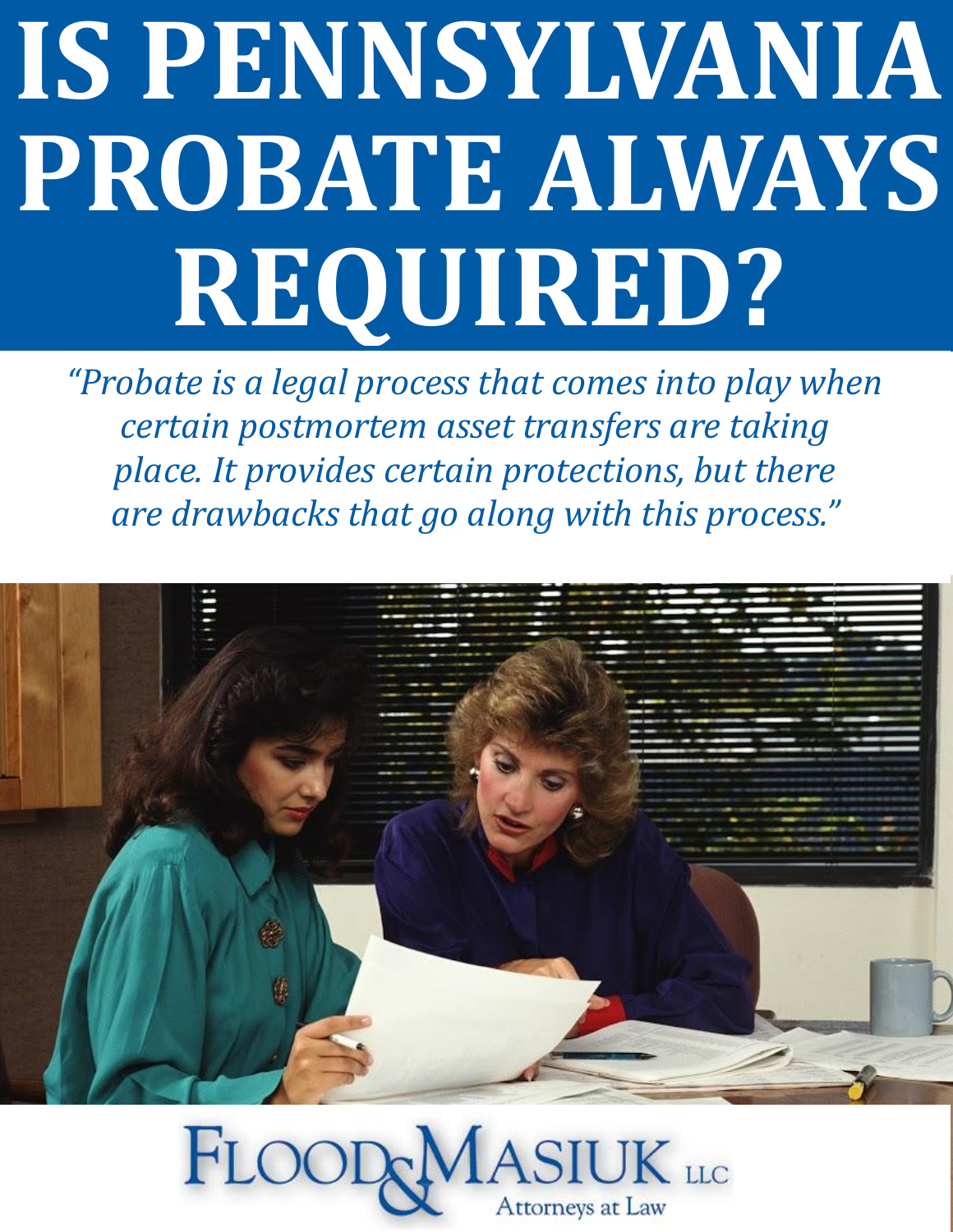# IS PENNSYLVANIA PROBATE ALWAYS REQUIRED?

*"Probate is a legal process that comes into play when certain postmortem asset transfers are taking place. It provides certain protections, but there are drawbacks that go along with this process."*

FLOOD & MASIUK LLC

Attorneys at Law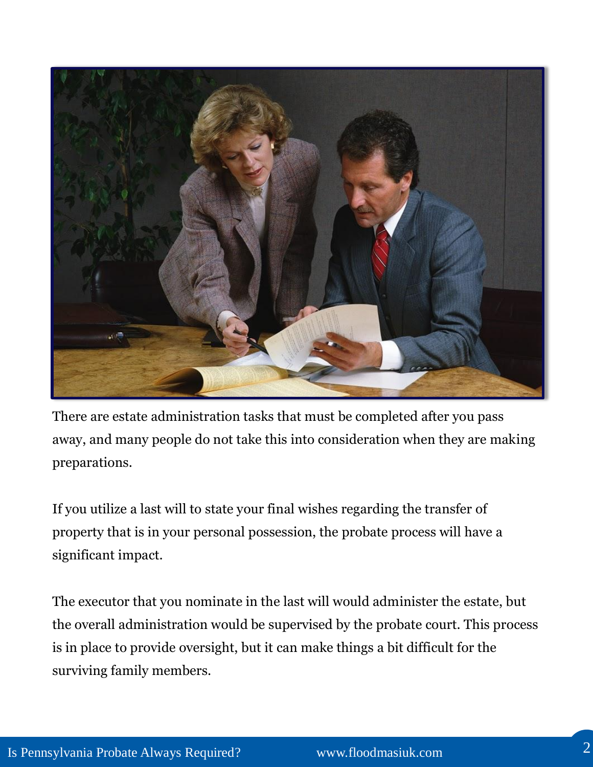There are estate administration tasks that must be completed after you pass away, and many people do not take this into consideration when they are making preparations.

If you utilize a last will to state your final wishes regarding the transfer of property that is in your personal possession, the probate process will have a significant impact.

The executor that you nominate in the last will would administer the estate, but the overall administration would be supervised by the probate court. This process is in place to provide oversight, but it can make things a bit difficult for the surviving family members.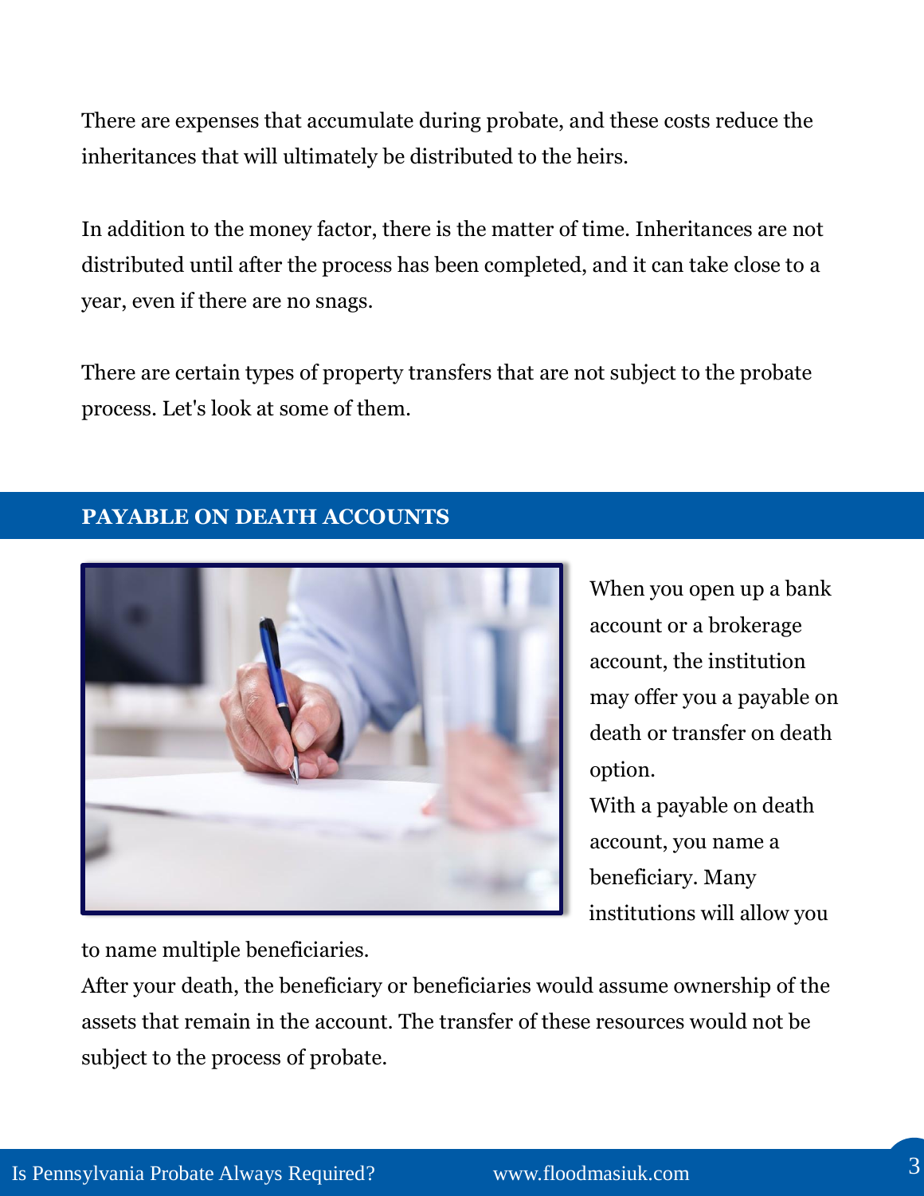There are expenses that accumulate during probate, and these costs reduce the inheritances that will ultimately be distributed to the heirs.

In addition to the money factor, there is the matter of time. Inheritances are not distributed until after the process has been completed, and it can take close to a year, even if there are no snags.

There are certain types of property transfers that are not subject to the probate process. Let's look at some of them.

## PAYABLE ON DEATH ACCOUNTS

When you open up a bank account or a brokerage account, the institution may offer you a payable on death or transfer on death option.

With a payable on death account, you name a beneficiary. Many institutions will allow you to name multiple beneficiaries.

After your death, the beneficiary or beneficiaries would assume ownership of the assets that remain in the account. The transfer of these resources would not be subject to the process of probate.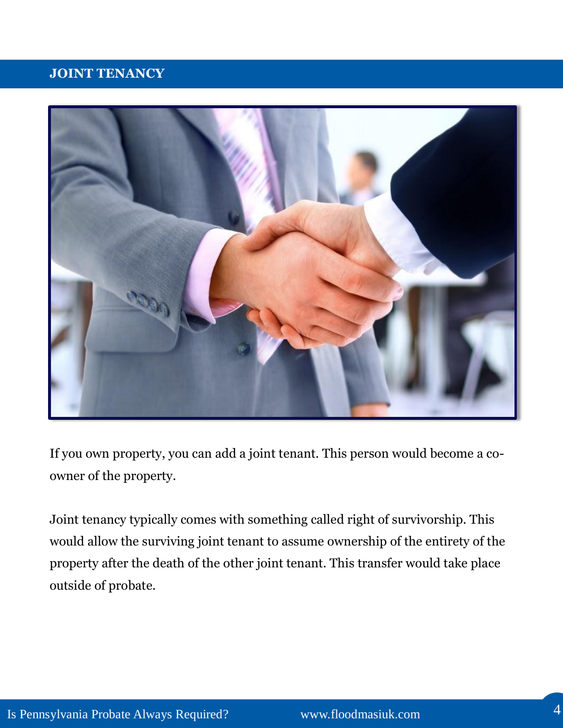## JOINT TENANCY

If you own property, you can add a joint tenant. This person would become a co-owner of the property.

Joint tenancy typically comes with something called right of survivorship. This would allow the surviving joint tenant to assume ownership of the entirety of the property after the death of the other joint tenant. This transfer would take place outside of probate.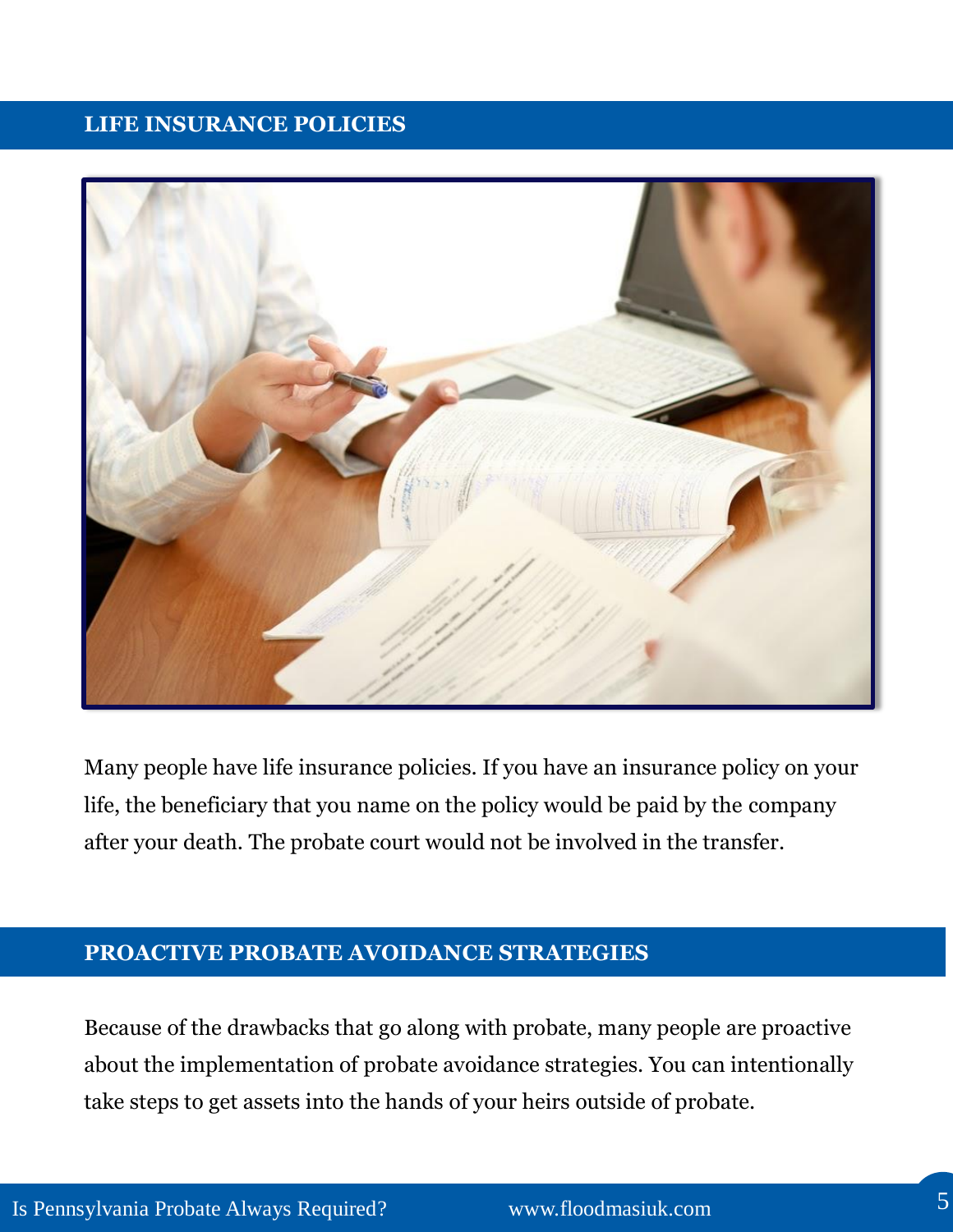## LIFE INSURANCE POLICIES

Many people have life insurance policies. If you have an insurance policy on your life, the beneficiary that you name on the policy would be paid by the company after your death. The probate court would not be involved in the transfer.

## PROACTIVE PROBATE AVOIDANCE STRATEGIES

Because of the drawbacks that go along with probate, many people are proactive about the implementation of probate avoidance strategies. You can intentionally take steps to get assets into the hands of your heirs outside of probate.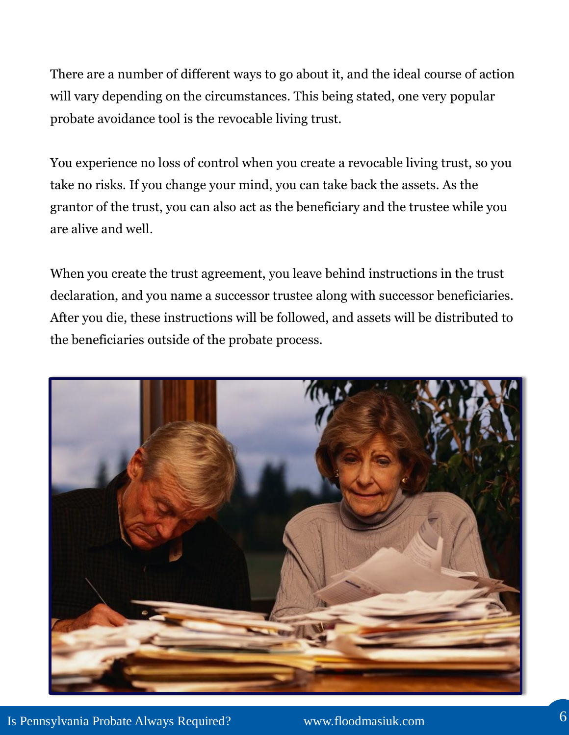There are a number of different ways to go about it, and the ideal course of action will vary depending on the circumstances. This being stated, one very popular probate avoidance tool is the revocable living trust.

You experience no loss of control when you create a revocable living trust, so you take no risks. If you change your mind, you can take back the assets. As the grantor of the trust, you can also act as the beneficiary and the trustee while you are alive and well.

When you create the trust agreement, you leave behind instructions in the trust declaration, and you name a successor trustee along with successor beneficiaries. After you die, these instructions will be followed, and assets will be distributed to the beneficiaries outside of the probate process.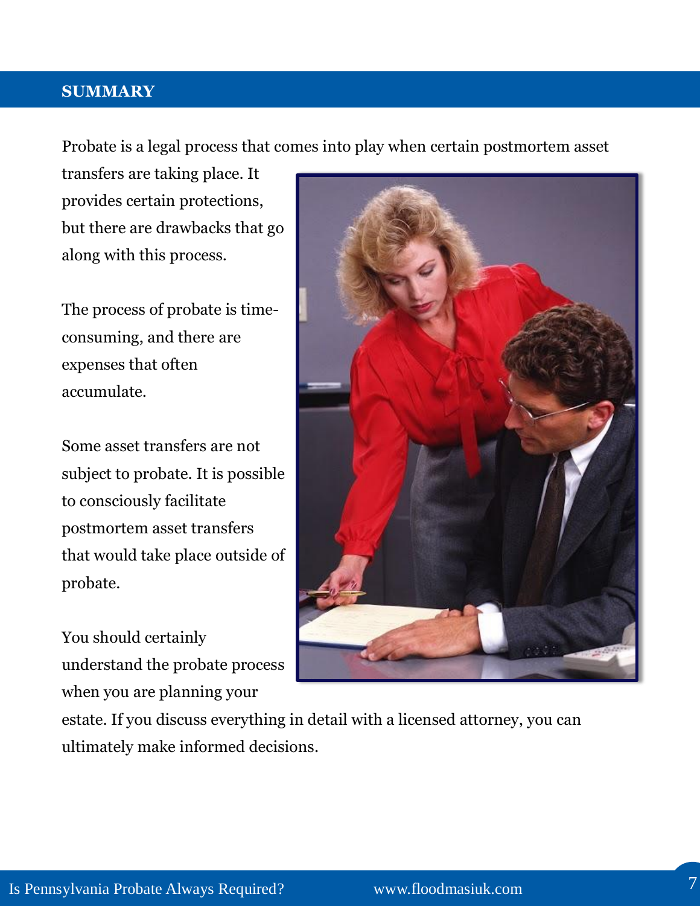## SUMMARY

Probate is a legal process that comes into play when certain postmortem asset transfers are taking place. It provides certain protections, but there are drawbacks that go along with this process.

The process of probate is time-consuming, and there are expenses that often accumulate.

Some asset transfers are not subject to probate. It is possible to consciously facilitate postmortem asset transfers that would take place outside of probate.

You should certainly understand the probate process when you are planning your estate. If you discuss everything in detail with a licensed attorney, you can ultimately make informed decisions.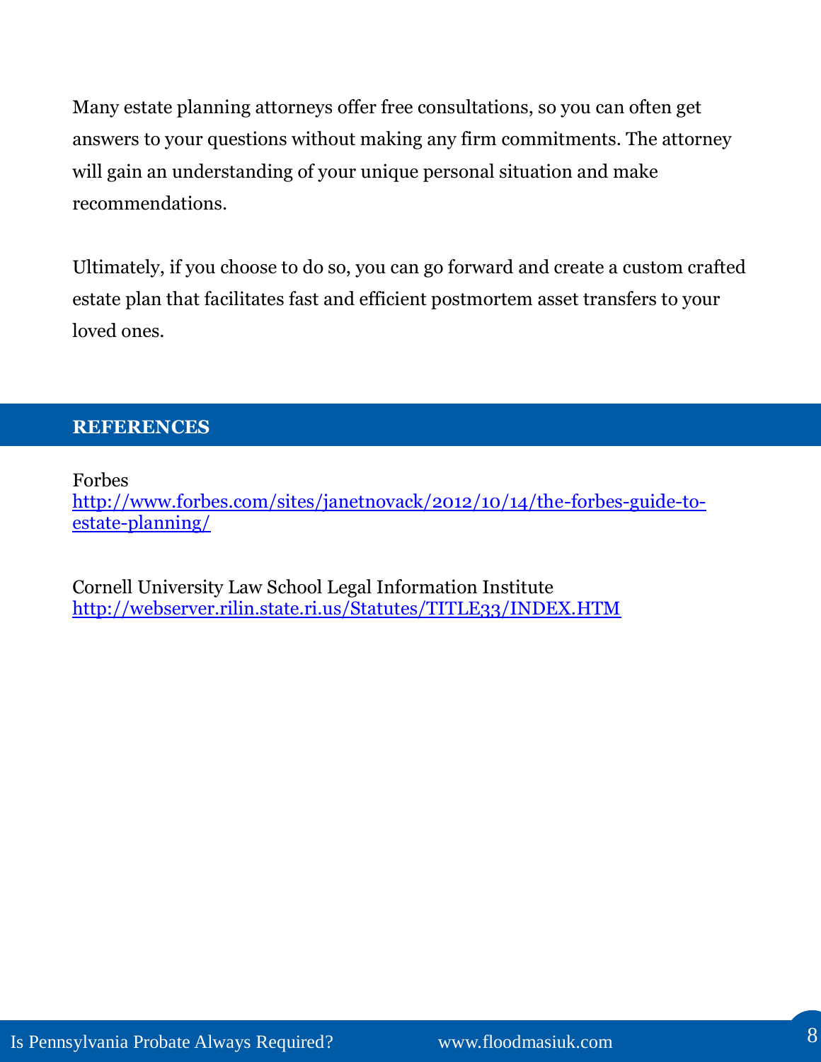Many estate planning attorneys offer free consultations, so you can often get answers to your questions without making any firm commitments. The attorney will gain an understanding of your unique personal situation and make recommendations.

Ultimately, if you choose to do so, you can go forward and create a custom crafted estate plan that facilitates fast and efficient postmortem asset transfers to your loved ones.

## REFERENCES

Forbes
[http://www.forbes.com/sites/janetnovack/2012/10/14/the-forbes-guide-to-estate-planning/](http://www.forbes.com/sites/janetnovack/2012/10/14/the-forbes-guide-to-estate-planning/)

Cornell University Law School Legal Information Institute
[http://webserver.rilin.state.ri.us/Statutes/TITLE33/INDEX.HTM](http://webserver.rilin.state.ri.us/Statutes/TITLE33/INDEX.HTM)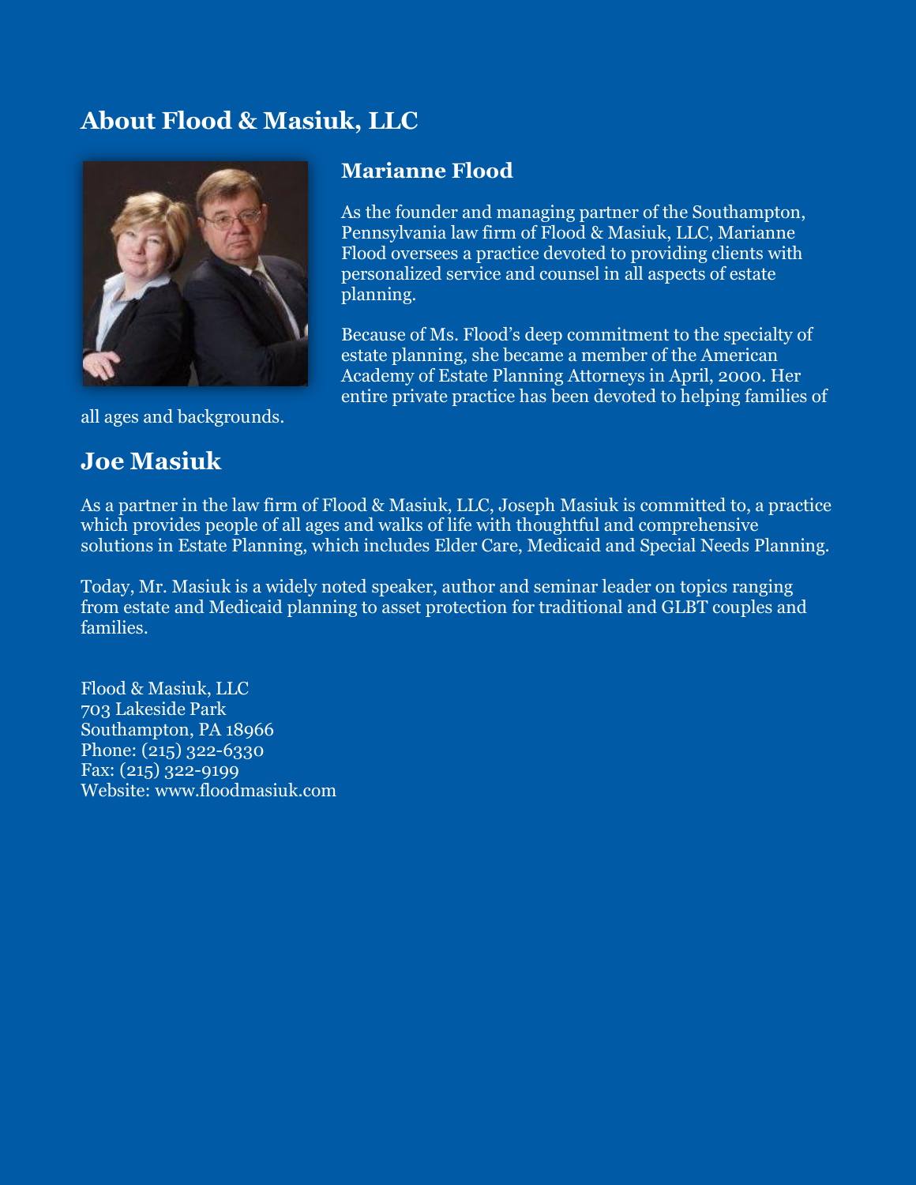## About Flood & Masiuk, LLC

### Marianne Flood

As the founder and managing partner of the Southampton, Pennsylvania law firm of Flood & Masiuk, LLC, Marianne Flood oversees a practice devoted to providing clients with personalized service and counsel in all aspects of estate planning.

Because of Ms. Flood's deep commitment to the specialty of estate planning, she became a member of the American Academy of Estate Planning Attorneys in April, 2000. Her entire private practice has been devoted to helping families of all ages and backgrounds.

## Joe Masiuk

As a partner in the law firm of Flood & Masiuk, LLC, Joseph Masiuk is committed to, a practice which provides people of all ages and walks of life with thoughtful and comprehensive solutions in Estate Planning, which includes Elder Care, Medicaid and Special Needs Planning.

Today, Mr. Masiuk is a widely noted speaker, author and seminar leader on topics ranging from estate and Medicaid planning to asset protection for traditional and GLBT couples and families.

Flood & Masiuk, LLC  
703 Lakeside Park  
Southampton, PA 18966  
Phone: (215) 322-6330  
Fax: (215) 322-9199  
Website: www.floodmasiuk.com